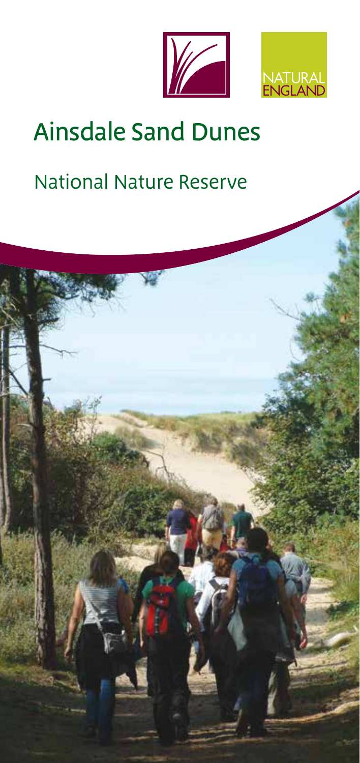NATURAL ENGLAND

# Ainsdale Sand Dunes

## National Nature Reserve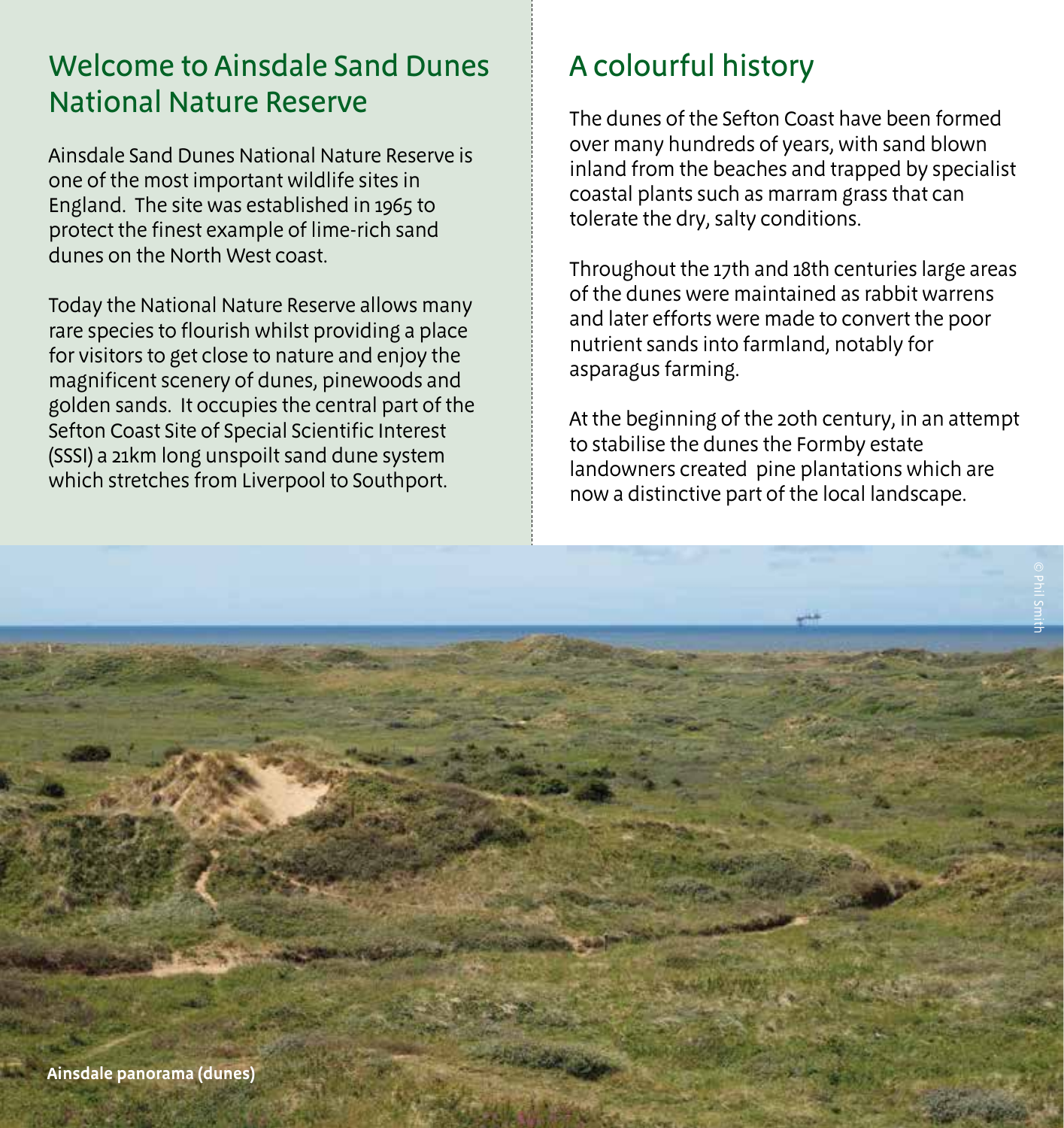## Welcome to Ainsdale Sand Dunes National Nature Reserve

Ainsdale Sand Dunes National Nature Reserve is one of the most important wildlife sites in England. The site was established in 1965 to protect the finest example of lime-rich sand dunes on the North West coast.

Today the National Nature Reserve allows many rare species to flourish whilst providing a place for visitors to get close to nature and enjoy the magnificent scenery of dunes, pinewoods and golden sands. It occupies the central part of the Sefton Coast Site of Special Scientific Interest (SSSI) a 21km long unspoilt sand dune system which stretches from Liverpool to Southport.

## A colourful history

The dunes of the Sefton Coast have been formed over many hundreds of years, with sand blown inland from the beaches and trapped by specialist coastal plants such as marram grass that can tolerate the dry, salty conditions.

Throughout the 17th and 18th centuries large areas of the dunes were maintained as rabbit warrens and later efforts were made to convert the poor nutrient sands into farmland, notably for asparagus farming.

At the beginning of the 20th century, in an attempt to stabilise the dunes the Formby estate landowners created pine plantations which are now a distinctive part of the local landscape.

© Phil Smith

**Ainsdale panorama (dunes)**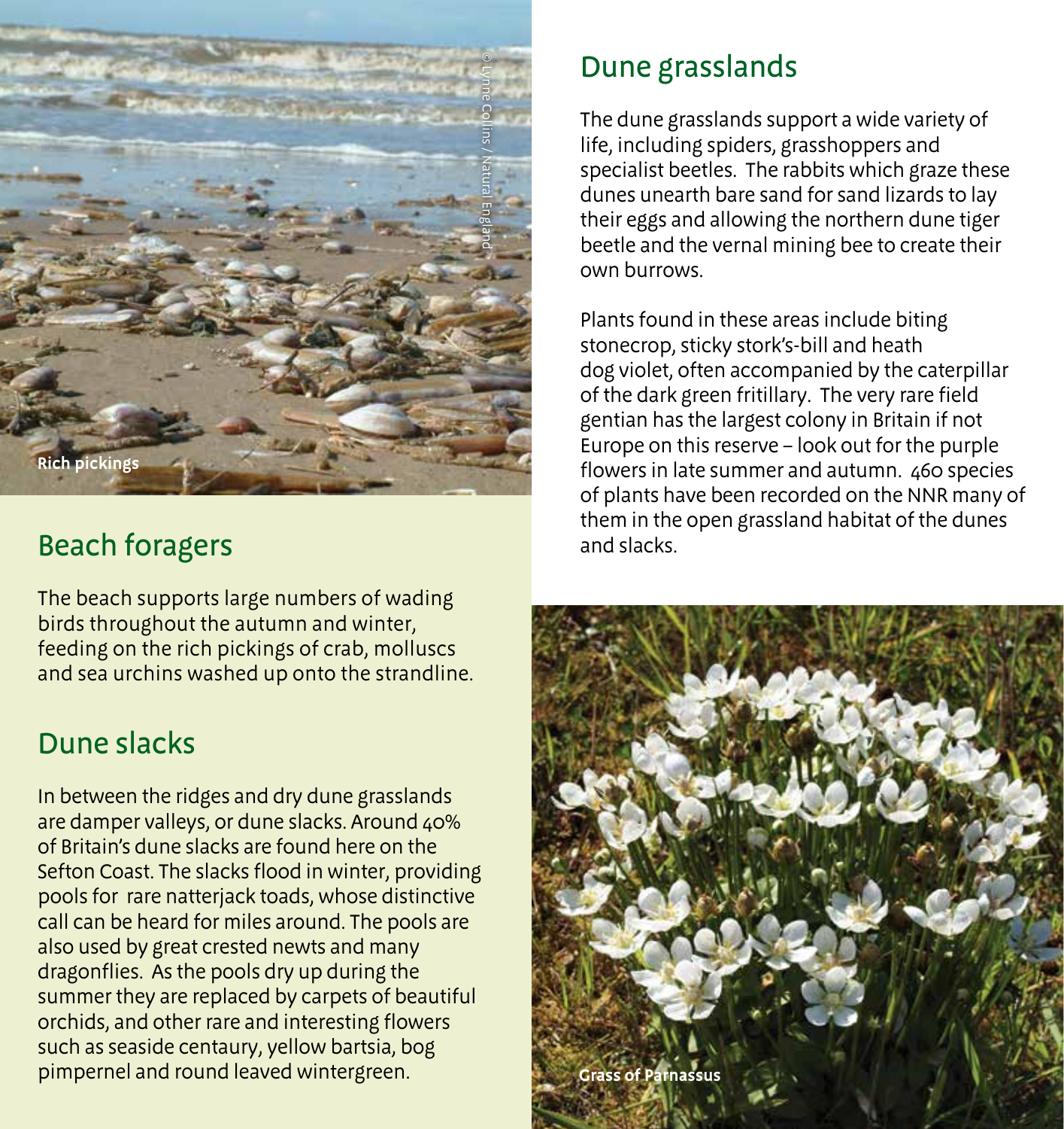Rich pickings

## Beach foragers

The beach supports large numbers of wading birds throughout the autumn and winter, feeding on the rich pickings of crab, molluscs and sea urchins washed up onto the strandline.

## Dune slacks

In between the ridges and dry dune grasslands are damper valleys, or dune slacks. Around 40% of Britain's dune slacks are found here on the Sefton Coast. The slacks flood in winter, providing pools for rare natterjack toads, whose distinctive call can be heard for miles around. The pools are also used by great crested newts and many dragonflies. As the pools dry up during the summer they are replaced by carpets of beautiful orchids, and other rare and interesting flowers such as seaside centaury, yellow bartsia, bog pimpernel and round leaved wintergreen.

## Dune grasslands

The dune grasslands support a wide variety of life, including spiders, grasshoppers and specialist beetles. The rabbits which graze these dunes unearth bare sand for sand lizards to lay their eggs and allowing the northern dune tiger beetle and the vernal mining bee to create their own burrows.

Plants found in these areas include biting stonecrop, sticky stork's-bill and heath dog violet, often accompanied by the caterpillar of the dark green fritillary. The very rare field gentian has the largest colony in Britain if not Europe on this reserve – look out for the purple flowers in late summer and autumn. 460 species of plants have been recorded on the NNR many of them in the open grassland habitat of the dunes and slacks.

Grass of Parnassus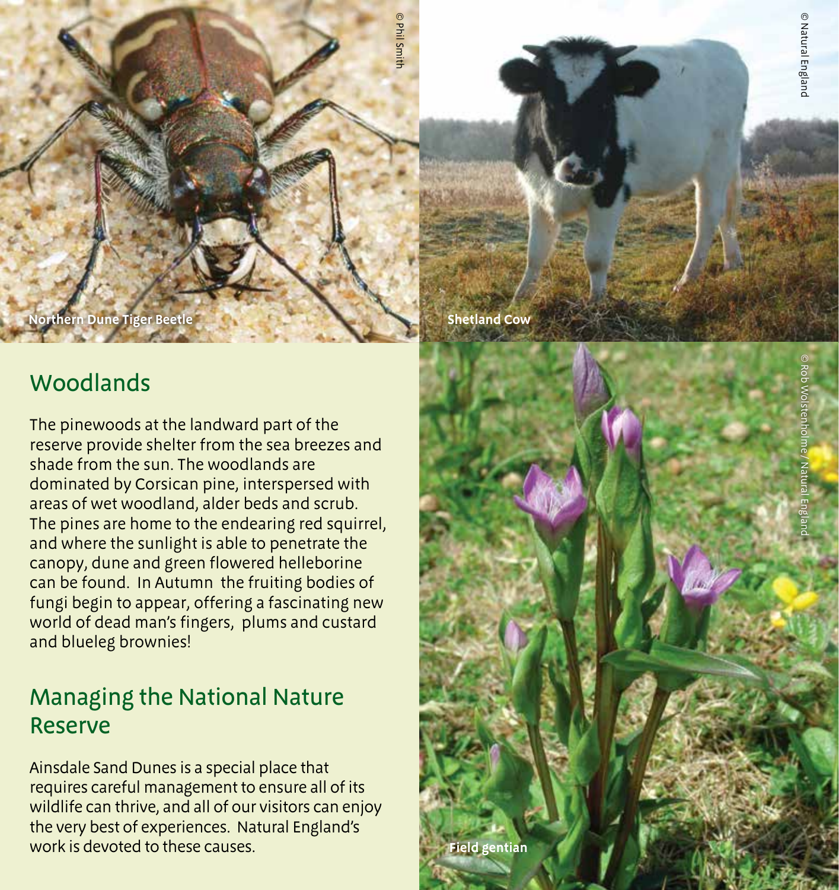Northern Dune Tiger Beetle

Shetland Cow

## Woodlands

The pinewoods at the landward part of the reserve provide shelter from the sea breezes and shade from the sun. The woodlands are dominated by Corsican pine, interspersed with areas of wet woodland, alder beds and scrub. The pines are home to the endearing red squirrel, and where the sunlight is able to penetrate the canopy, dune and green flowered helleborine can be found. In Autumn the fruiting bodies of fungi begin to appear, offering a fascinating new world of dead man's fingers, plums and custard and blueleg brownies!

## Managing the National Nature Reserve

Ainsdale Sand Dunes is a special place that requires careful management to ensure all of its wildlife can thrive, and all of our visitors can enjoy the very best of experiences. Natural England's work is devoted to these causes.

Field gentian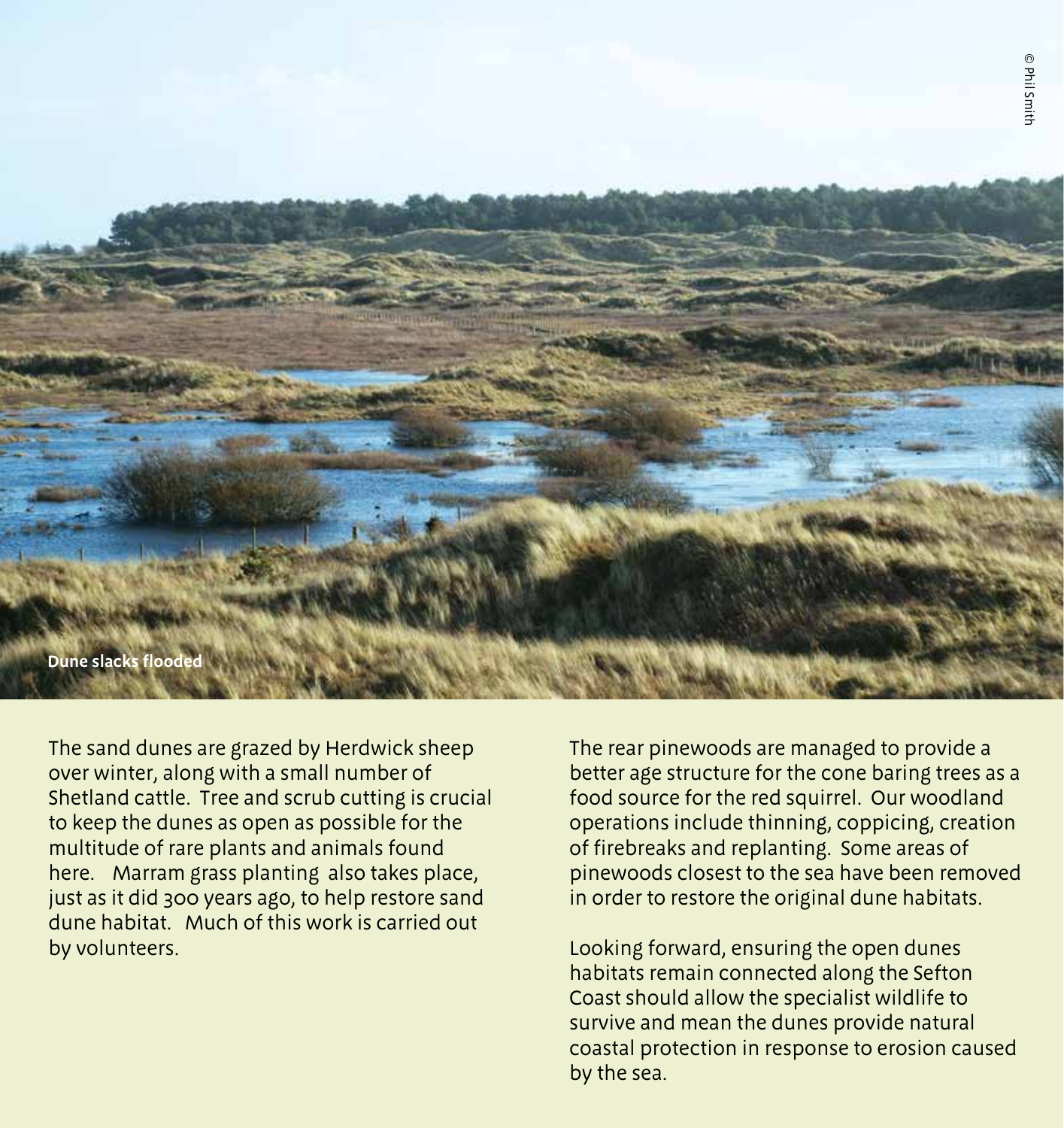Dune slacks flooded

© Phil Smith

The sand dunes are grazed by Herdwick sheep over winter, along with a small number of Shetland cattle. Tree and scrub cutting is crucial to keep the dunes as open as possible for the multitude of rare plants and animals found here. Marram grass planting also takes place, just as it did 300 years ago, to help restore sand dune habitat. Much of this work is carried out by volunteers.

The rear pinewoods are managed to provide a better age structure for the cone baring trees as a food source for the red squirrel. Our woodland operations include thinning, coppicing, creation of firebreaks and replanting. Some areas of pinewoods closest to the sea have been removed in order to restore the original dune habitats.

Looking forward, ensuring the open dunes habitats remain connected along the Sefton Coast should allow the specialist wildlife to survive and mean the dunes provide natural coastal protection in response to erosion caused by the sea.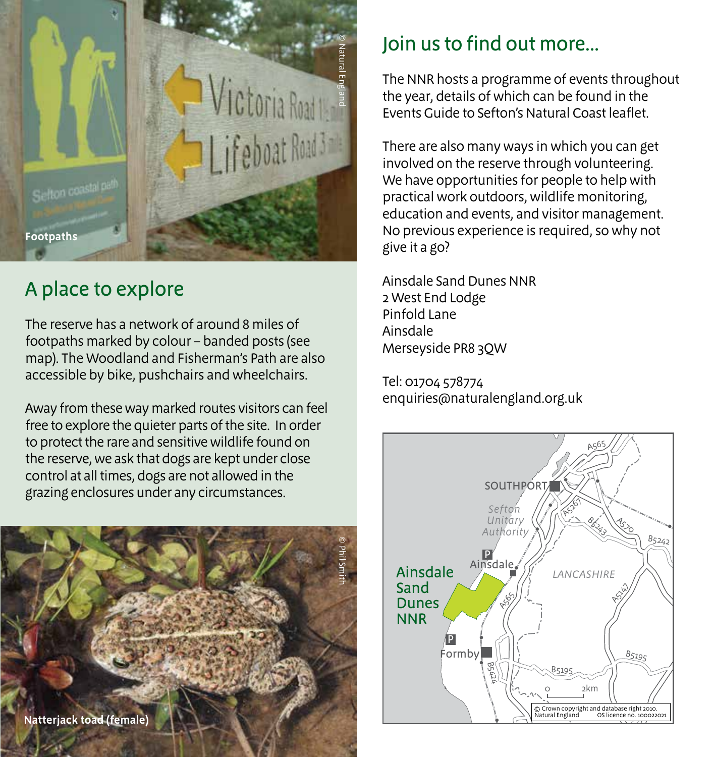Footpaths

## A place to explore

The reserve has a network of around 8 miles of footpaths marked by colour – banded posts (see map). The Woodland and Fisherman's Path are also accessible by bike, pushchairs and wheelchairs.

Away from these way marked routes visitors can feel free to explore the quieter parts of the site. In order to protect the rare and sensitive wildlife found on the reserve, we ask that dogs are kept under close control at all times, dogs are not allowed in the grazing enclosures under any circumstances.

Natterjack toad (female)

## Join us to find out more...

The NNR hosts a programme of events throughout the year, details of which can be found in the Events Guide to Sefton's Natural Coast leaflet.

There are also many ways in which you can get involved on the reserve through volunteering. We have opportunities for people to help with practical work outdoors, wildlife monitoring, education and events, and visitor management. No previous experience is required, so why not give it a go?

Ainsdale Sand Dunes NNR
2 West End Lodge
Pinfold Lane
Ainsdale
Merseyside PR8 3QW

Tel: 01704 578774
enquiries@naturalengland.org.uk

© Crown copyright and database right 2010. Natural England OS licence no. 100022021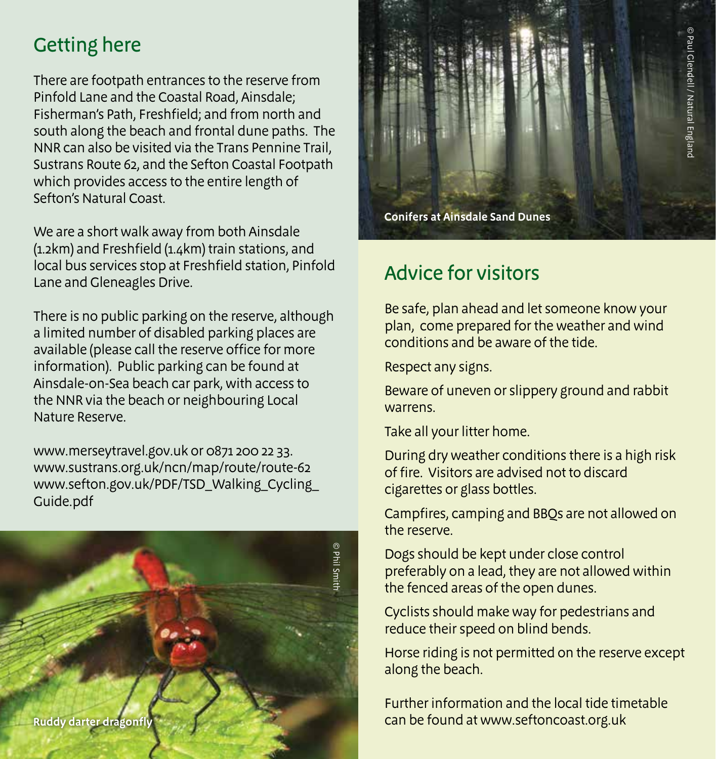## Getting here

There are footpath entrances to the reserve from Pinfold Lane and the Coastal Road, Ainsdale; Fisherman's Path, Freshfield; and from north and south along the beach and frontal dune paths. The NNR can also be visited via the Trans Pennine Trail, Sustrans Route 62, and the Sefton Coastal Footpath which provides access to the entire length of Sefton's Natural Coast.

We are a short walk away from both Ainsdale (1.2km) and Freshfield (1.4km) train stations, and local bus services stop at Freshfield station, Pinfold Lane and Gleneagles Drive.

There is no public parking on the reserve, although a limited number of disabled parking places are available (please call the reserve office for more information). Public parking can be found at Ainsdale-on-Sea beach car park, with access to the NNR via the beach or neighbouring Local Nature Reserve.

www.merseytravel.gov.uk or 0871 200 22 33.
www.sustrans.org.uk/ncn/map/route/route-62
www.sefton.gov.uk/PDF/TSD_Walking_Cycling_Guide.pdf

Ruddy darter dragonfly

© Phil Smith

Conifers at Ainsdale Sand Dunes

© Paul Glendell / Natural England

## Advice for visitors

Be safe, plan ahead and let someone know your plan, come prepared for the weather and wind conditions and be aware of the tide.

Respect any signs.

Beware of uneven or slippery ground and rabbit warrens.

Take all your litter home.

During dry weather conditions there is a high risk of fire. Visitors are advised not to discard cigarettes or glass bottles.

Campfires, camping and BBQs are not allowed on the reserve.

Dogs should be kept under close control preferably on a lead, they are not allowed within the fenced areas of the open dunes.

Cyclists should make way for pedestrians and reduce their speed on blind bends.

Horse riding is not permitted on the reserve except along the beach.

Further information and the local tide timetable can be found at www.seftoncoast.org.uk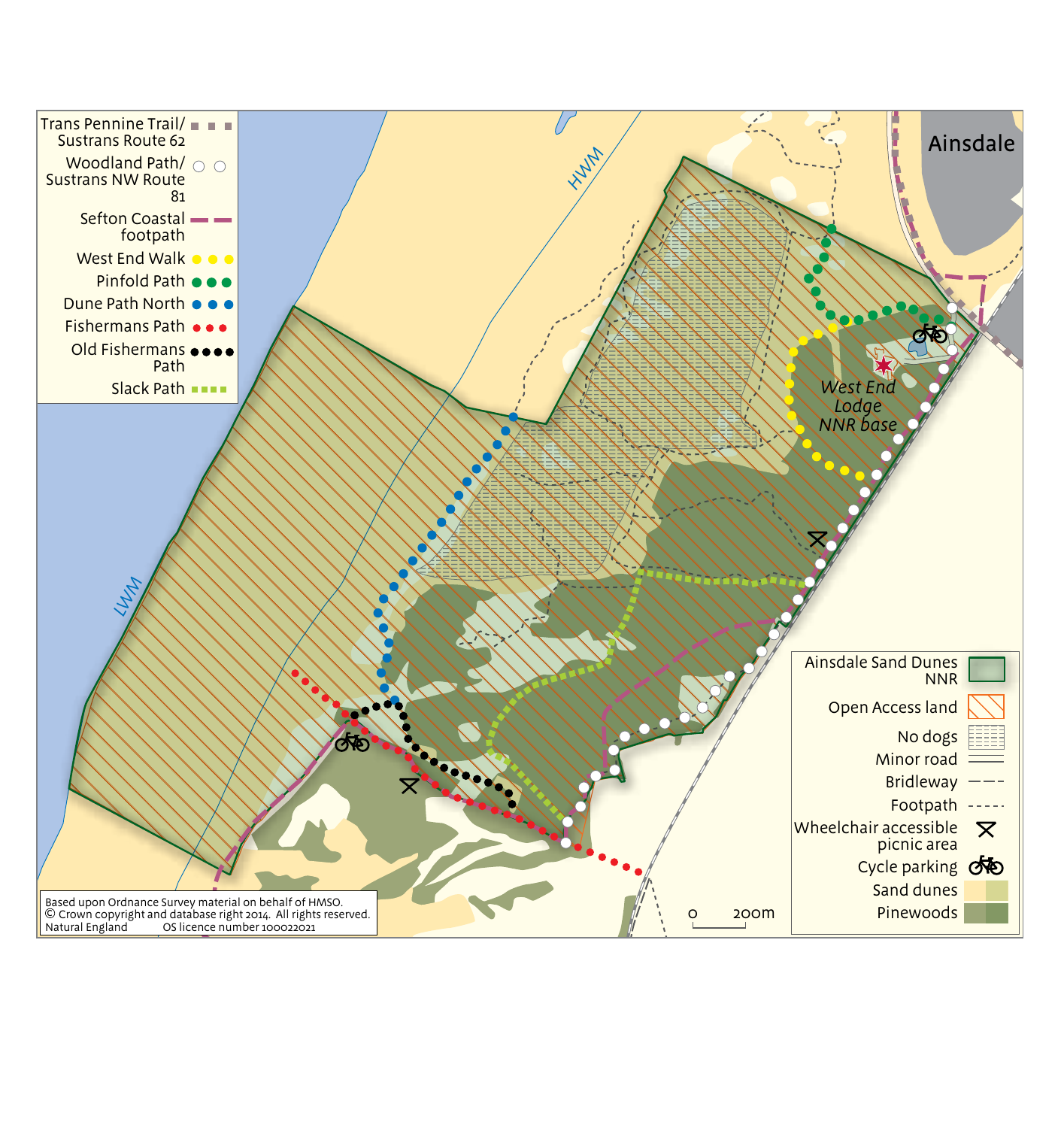Ainsdale

HWM

LWM

West End Lodge NNR base

| Legend |
| --- |
| Trans Pennine Trail/ Sustrans Route 62 |
| Woodland Path/ Sustrans NW Route 81 |
| Sefton Coastal footpath |
| West End Walk |
| Pinfold Path |
| Dune Path North |
| Fishermans Path |
| Old Fishermans Path |
| Slack Path |

| Key |
| --- |
| Ainsdale Sand Dunes NNR |
| Open Access land |
| No dogs |
| Minor road |
| Bridleway |
| Footpath |
| Wheelchair accessible picnic area |
| Cycle parking |
| Sand dunes |
| Pinewoods |

0 200m

Based upon Ordnance Survey material on behalf of HMSO.
© Crown copyright and database right 2014. All rights reserved.
Natural England OS licence number 100022021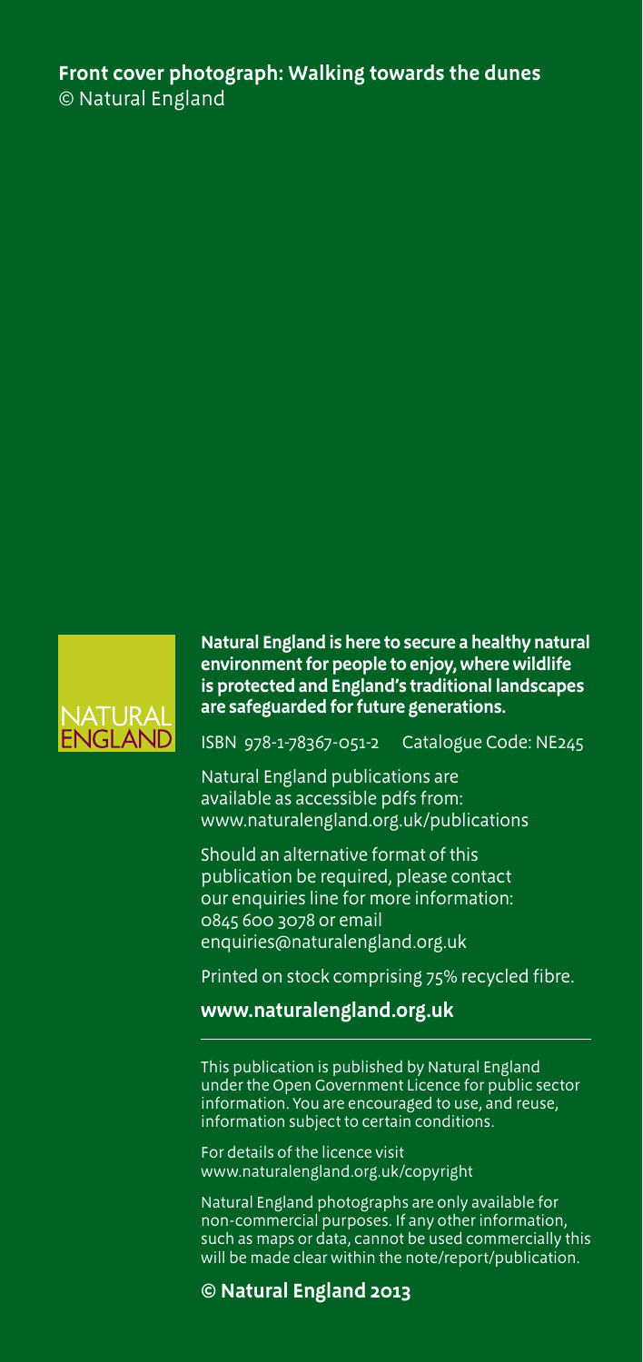**Front cover photograph: Walking towards the dunes**
© Natural England

NATURAL ENGLAND

**Natural England is here to secure a healthy natural environment for people to enjoy, where wildlife is protected and England's traditional landscapes are safeguarded for future generations.**

ISBN 978-1-78367-051-2 Catalogue Code: NE245

Natural England publications are available as accessible pdfs from: www.naturalengland.org.uk/publications

Should an alternative format of this publication be required, please contact our enquiries line for more information: 0845 600 3078 or email enquiries@naturalengland.org.uk

Printed on stock comprising 75% recycled fibre.

**www.naturalengland.org.uk**

This publication is published by Natural England under the Open Government Licence for public sector information. You are encouraged to use, and reuse, information subject to certain conditions.

For details of the licence visit www.naturalengland.org.uk/copyright

Natural England photographs are only available for non-commercial purposes. If any other information, such as maps or data, cannot be used commercially this will be made clear within the note/report/publication.

**© Natural England 2013**